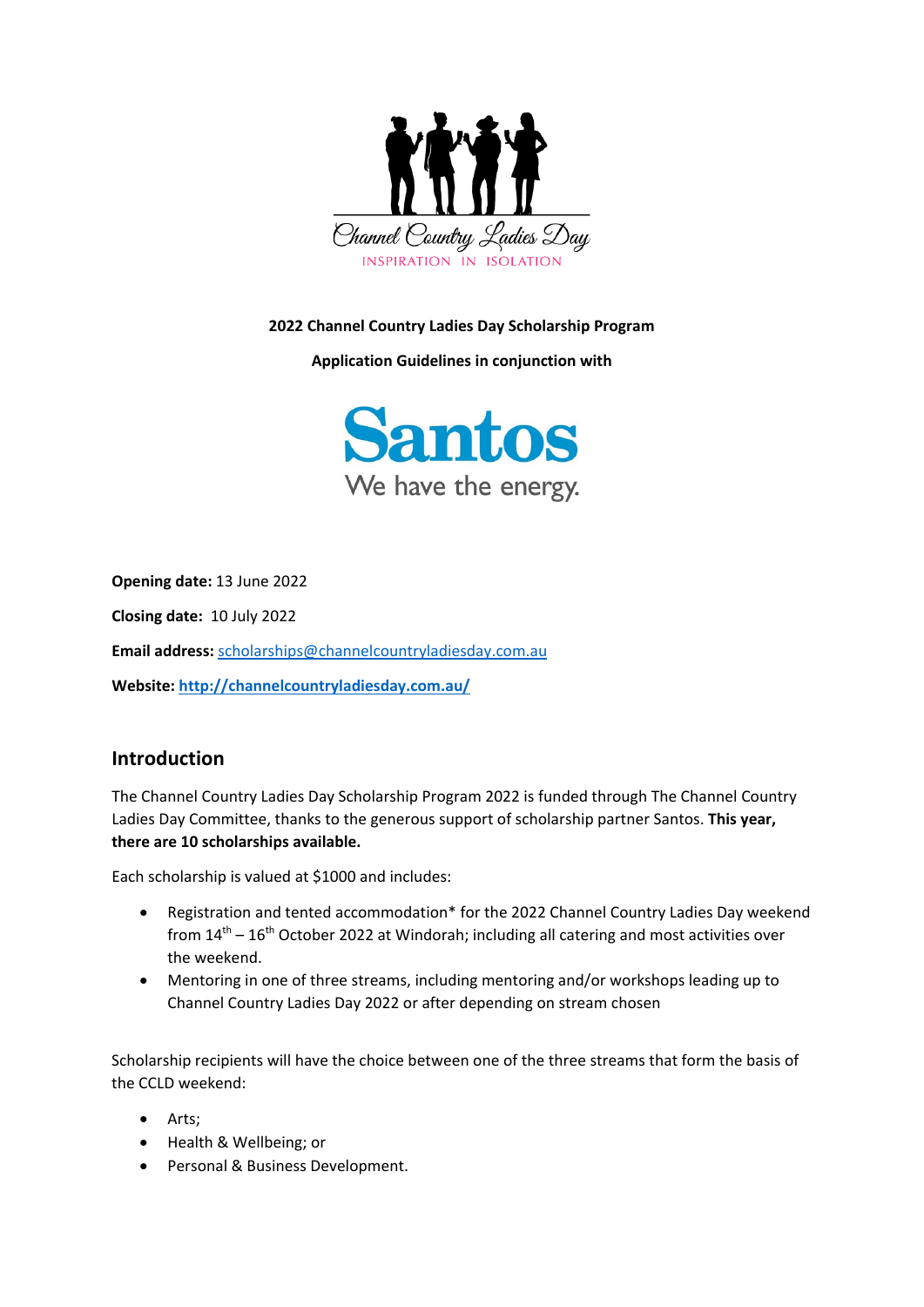**2022 Channel Country Ladies Day Scholarship Program**

**Application Guidelines in conjunction with**

**Opening date:** 13 June 2022

**Closing date:** 10 July 2022

**Email address:** scholarships@channelcountryladiesday.com.au

**Website:** **http://channelcountryladiesday.com.au/**

## Introduction

The Channel Country Ladies Day Scholarship Program 2022 is funded through The Channel Country Ladies Day Committee, thanks to the generous support of scholarship partner Santos. **This year, there are 10 scholarships available.**

Each scholarship is valued at $1000 and includes:

- Registration and tented accommodation* for the 2022 Channel Country Ladies Day weekend from 14th – 16th October 2022 at Windorah; including all catering and most activities over the weekend.
- Mentoring in one of three streams, including mentoring and/or workshops leading up to Channel Country Ladies Day 2022 or after depending on stream chosen

Scholarship recipients will have the choice between one of the three streams that form the basis of the CCLD weekend:

- Arts;
- Health & Wellbeing; or
- Personal & Business Development.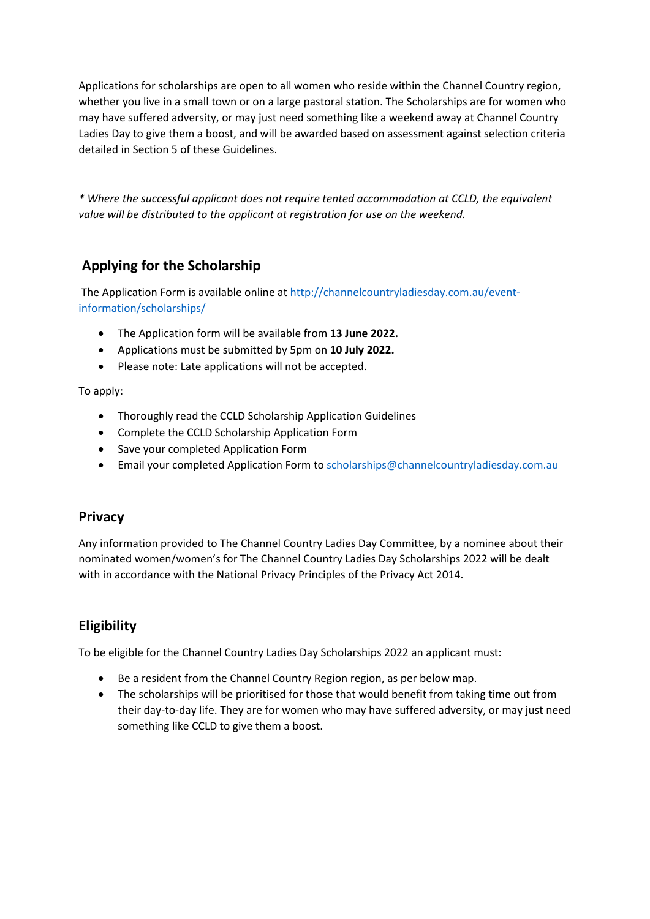Applications for scholarships are open to all women who reside within the Channel Country region, whether you live in a small town or on a large pastoral station. The Scholarships are for women who may have suffered adversity, or may just need something like a weekend away at Channel Country Ladies Day to give them a boost, and will be awarded based on assessment against selection criteria detailed in Section 5 of these Guidelines.

*\* Where the successful applicant does not require tented accommodation at CCLD, the equivalent value will be distributed to the applicant at registration for use on the weekend.*

## Applying for the Scholarship

The Application Form is available online at [http://channelcountryladiesday.com.au/event-information/scholarships/](http://channelcountryladiesday.com.au/event-information/scholarships/)

- The Application form will be available from **13 June 2022.**
- Applications must be submitted by 5pm on **10 July 2022.**
- Please note: Late applications will not be accepted.

To apply:

- Thoroughly read the CCLD Scholarship Application Guidelines
- Complete the CCLD Scholarship Application Form
- Save your completed Application Form
- Email your completed Application Form to [scholarships@channelcountryladiesday.com.au](mailto:scholarships@channelcountryladiesday.com.au)

## Privacy

Any information provided to The Channel Country Ladies Day Committee, by a nominee about their nominated women/women's for The Channel Country Ladies Day Scholarships 2022 will be dealt with in accordance with the National Privacy Principles of the Privacy Act 2014.

## Eligibility

To be eligible for the Channel Country Ladies Day Scholarships 2022 an applicant must:

- Be a resident from the Channel Country Region region, as per below map.
- The scholarships will be prioritised for those that would benefit from taking time out from their day-to-day life. They are for women who may have suffered adversity, or may just need something like CCLD to give them a boost.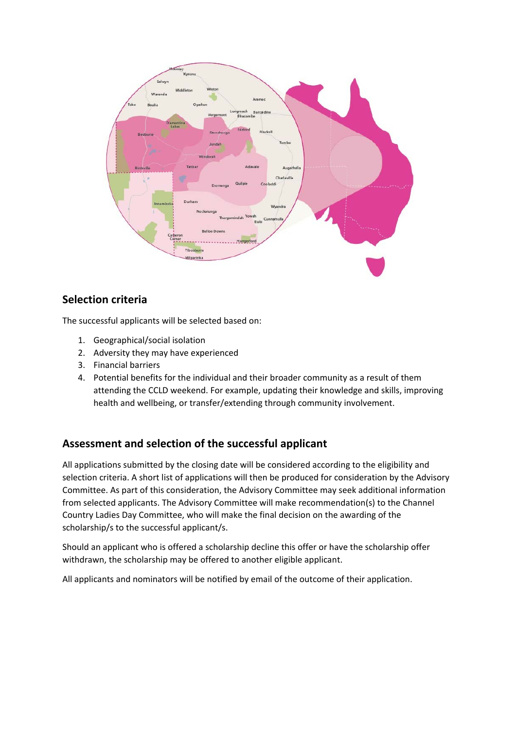## Selection criteria

The successful applicants will be selected based on:

1. Geographical/social isolation
2. Adversity they may have experienced
3. Financial barriers
4. Potential benefits for the individual and their broader community as a result of them attending the CCLD weekend. For example, updating their knowledge and skills, improving health and wellbeing, or transfer/extending through community involvement.

## Assessment and selection of the successful applicant

All applications submitted by the closing date will be considered according to the eligibility and selection criteria. A short list of applications will then be produced for consideration by the Advisory Committee. As part of this consideration, the Advisory Committee may seek additional information from selected applicants. The Advisory Committee will make recommendation(s) to the Channel Country Ladies Day Committee, who will make the final decision on the awarding of the scholarship/s to the successful applicant/s.

Should an applicant who is offered a scholarship decline this offer or have the scholarship offer withdrawn, the scholarship may be offered to another eligible applicant.

All applicants and nominators will be notified by email of the outcome of their application.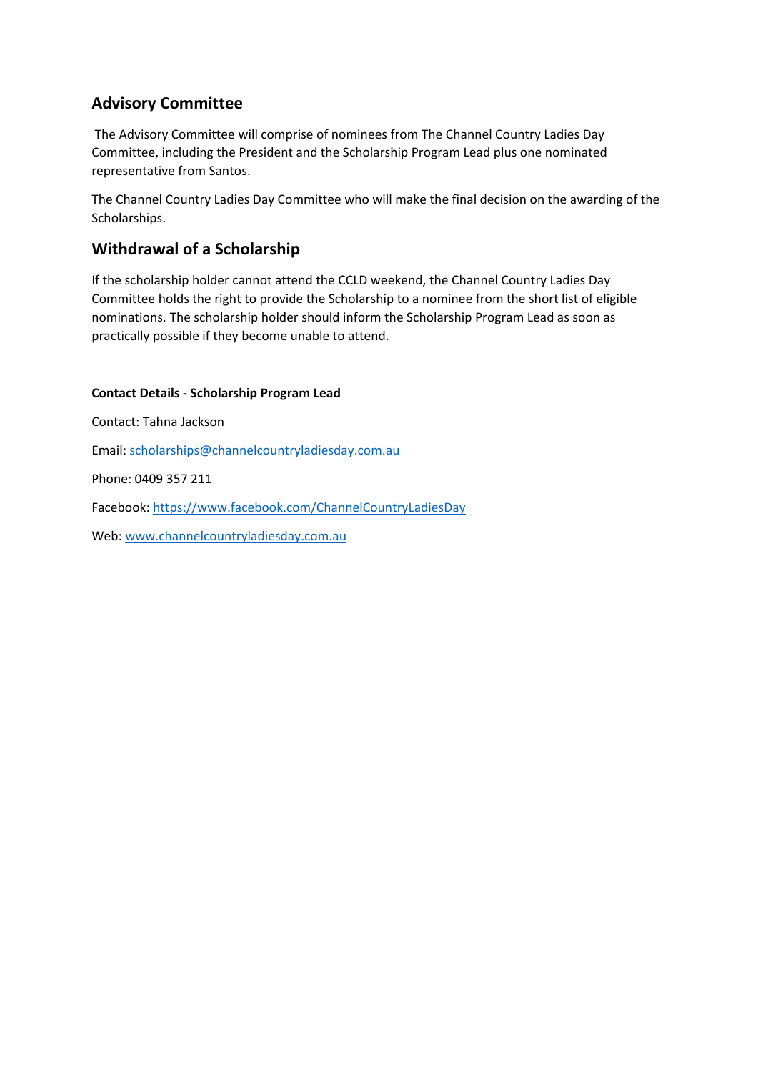## Advisory Committee

The Advisory Committee will comprise of nominees from The Channel Country Ladies Day Committee, including the President and the Scholarship Program Lead plus one nominated representative from Santos.

The Channel Country Ladies Day Committee who will make the final decision on the awarding of the Scholarships.

## Withdrawal of a Scholarship

If the scholarship holder cannot attend the CCLD weekend, the Channel Country Ladies Day Committee holds the right to provide the Scholarship to a nominee from the short list of eligible nominations. The scholarship holder should inform the Scholarship Program Lead as soon as practically possible if they become unable to attend.

**Contact Details - Scholarship Program Lead**

Contact: Tahna Jackson

Email: scholarships@channelcountryladiesday.com.au

Phone: 0409 357 211

Facebook: https://www.facebook.com/ChannelCountryLadiesDay

Web: www.channelcountryladiesday.com.au